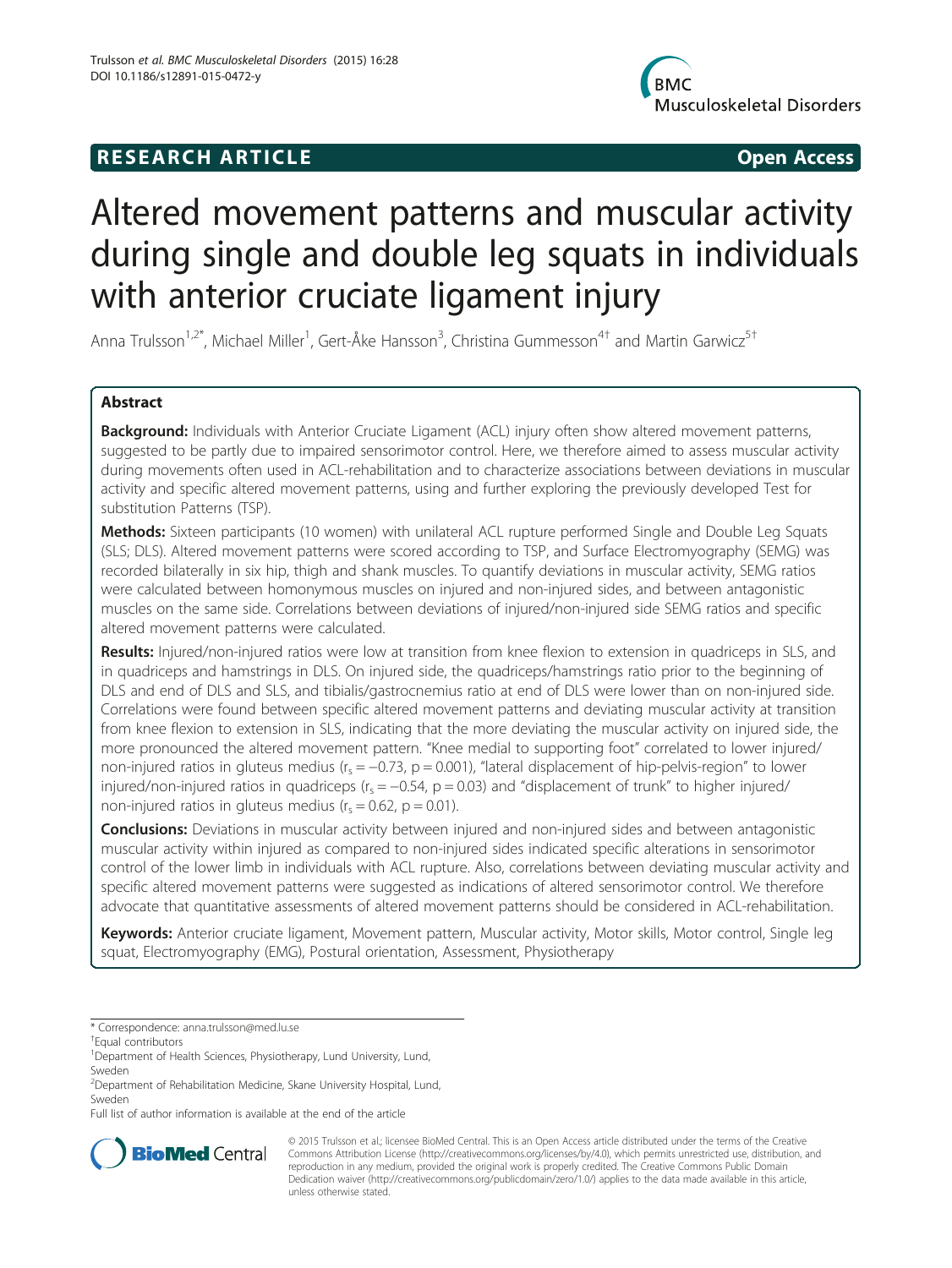RESEARCH ARTICLE

Open Access

# Altered movement patterns and muscular activity during single and double leg squats in individuals with anterior cruciate ligament injury

Anna Trulsson[1,2*], Michael Miller[1], Gert-Åke Hansson[3], Christina Gummesson[4†] and Martin Garwicz[5†]

## Abstract

**Background:** Individuals with Anterior Cruciate Ligament (ACL) injury often show altered movement patterns, suggested to be partly due to impaired sensorimotor control. Here, we therefore aimed to assess muscular activity during movements often used in ACL-rehabilitation and to characterize associations between deviations in muscular activity and specific altered movement patterns, using and further exploring the previously developed Test for substitution Patterns (TSP).

**Methods:** Sixteen participants (10 women) with unilateral ACL rupture performed Single and Double Leg Squats (SLS; DLS). Altered movement patterns were scored according to TSP, and Surface Electromyography (SEMG) was recorded bilaterally in six hip, thigh and shank muscles. To quantify deviations in muscular activity, SEMG ratios were calculated between homonymous muscles on injured and non-injured sides, and between antagonistic muscles on the same side. Correlations between deviations of injured/non-injured side SEMG ratios and specific altered movement patterns were calculated.

**Results:** Injured/non-injured ratios were low at transition from knee flexion to extension in quadriceps in SLS, and in quadriceps and hamstrings in DLS. On injured side, the quadriceps/hamstrings ratio prior to the beginning of DLS and end of DLS and SLS, and tibialis/gastrocnemius ratio at end of DLS were lower than on non-injured side. Correlations were found between specific altered movement patterns and deviating muscular activity at transition from knee flexion to extension in SLS, indicating that the more deviating the muscular activity on injured side, the more pronounced the altered movement pattern. "Knee medial to supporting foot" correlated to lower injured/non-injured ratios in gluteus medius ($r_s = -0.73$, $p = 0.001$), "lateral displacement of hip-pelvis-region" to lower injured/non-injured ratios in quadriceps ($r_s = -0.54$, $p = 0.03$) and "displacement of trunk" to higher injured/non-injured ratios in gluteus medius ($r_s = 0.62$, $p = 0.01$).

**Conclusions:** Deviations in muscular activity between injured and non-injured sides and between antagonistic muscular activity within injured as compared to non-injured sides indicated specific alterations in sensorimotor control of the lower limb in individuals with ACL rupture. Also, correlations between deviating muscular activity and specific altered movement patterns were suggested as indications of altered sensorimotor control. We therefore advocate that quantitative assessments of altered movement patterns should be considered in ACL-rehabilitation.

**Keywords:** Anterior cruciate ligament, Movement pattern, Muscular activity, Motor skills, Motor control, Single leg squat, Electromyography (EMG), Postural orientation, Assessment, Physiotherapy

---

* Correspondence: anna.trulsson@med.lu.se
†Equal contributors
[1]Department of Health Sciences, Physiotherapy, Lund University, Lund, Sweden
[2]Department of Rehabilitation Medicine, Skane University Hospital, Lund, Sweden
Full list of author information is available at the end of the article

© 2015 Trulsson et al.; licensee BioMed Central. This is an Open Access article distributed under the terms of the Creative Commons Attribution License (http://creativecommons.org/licenses/by/4.0), which permits unrestricted use, distribution, and reproduction in any medium, provided the original work is properly credited. The Creative Commons Public Domain Dedication waiver (http://creativecommons.org/publicdomain/zero/1.0/) applies to the data made available in this article, unless otherwise stated.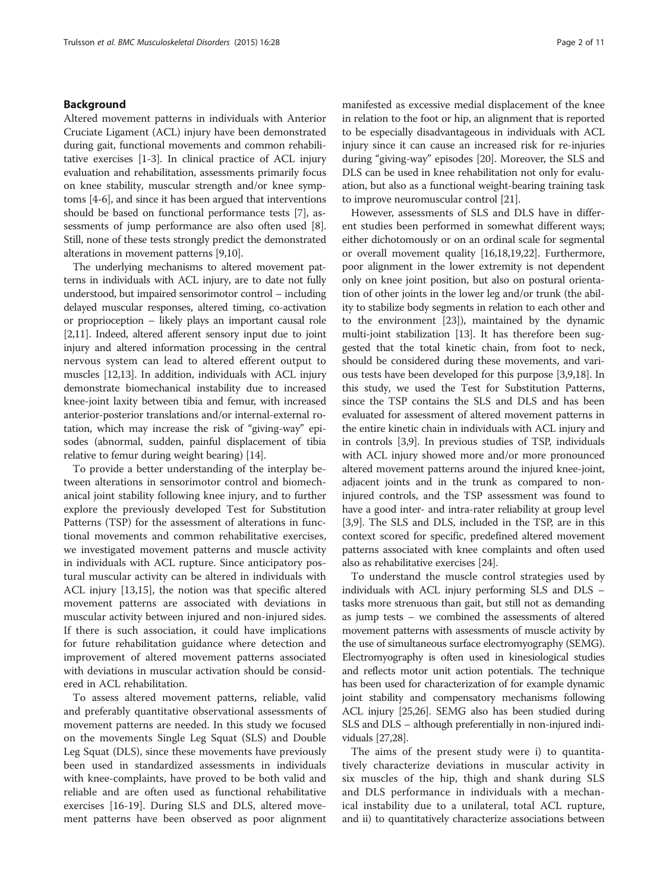## Background

Altered movement patterns in individuals with Anterior Cruciate Ligament (ACL) injury have been demonstrated during gait, functional movements and common rehabilitative exercises [1-3]. In clinical practice of ACL injury evaluation and rehabilitation, assessments primarily focus on knee stability, muscular strength and/or knee symptoms [4-6], and since it has been argued that interventions should be based on functional performance tests [7], assessments of jump performance are also often used [8]. Still, none of these tests strongly predict the demonstrated alterations in movement patterns [9,10].

The underlying mechanisms to altered movement patterns in individuals with ACL injury, are to date not fully understood, but impaired sensorimotor control – including delayed muscular responses, altered timing, co-activation or proprioception – likely plays an important causal role [2,11]. Indeed, altered afferent sensory input due to joint injury and altered information processing in the central nervous system can lead to altered efferent output to muscles [12,13]. In addition, individuals with ACL injury demonstrate biomechanical instability due to increased knee-joint laxity between tibia and femur, with increased anterior-posterior translations and/or internal-external rotation, which may increase the risk of "giving-way" episodes (abnormal, sudden, painful displacement of tibia relative to femur during weight bearing) [14].

To provide a better understanding of the interplay between alterations in sensorimotor control and biomechanical joint stability following knee injury, and to further explore the previously developed Test for Substitution Patterns (TSP) for the assessment of alterations in functional movements and common rehabilitative exercises, we investigated movement patterns and muscle activity in individuals with ACL rupture. Since anticipatory postural muscular activity can be altered in individuals with ACL injury [13,15], the notion was that specific altered movement patterns are associated with deviations in muscular activity between injured and non-injured sides. If there is such association, it could have implications for future rehabilitation guidance where detection and improvement of altered movement patterns associated with deviations in muscular activation should be considered in ACL rehabilitation.

To assess altered movement patterns, reliable, valid and preferably quantitative observational assessments of movement patterns are needed. In this study we focused on the movements Single Leg Squat (SLS) and Double Leg Squat (DLS), since these movements have previously been used in standardized assessments in individuals with knee-complaints, have proved to be both valid and reliable and are often used as functional rehabilitative exercises [16-19]. During SLS and DLS, altered movement patterns have been observed as poor alignment manifested as excessive medial displacement of the knee in relation to the foot or hip, an alignment that is reported to be especially disadvantageous in individuals with ACL injury since it can cause an increased risk for re-injuries during "giving-way" episodes [20]. Moreover, the SLS and DLS can be used in knee rehabilitation not only for evaluation, but also as a functional weight-bearing training task to improve neuromuscular control [21].

However, assessments of SLS and DLS have in different studies been performed in somewhat different ways; either dichotomously or on an ordinal scale for segmental or overall movement quality [16,18,19,22]. Furthermore, poor alignment in the lower extremity is not dependent only on knee joint position, but also on postural orientation of other joints in the lower leg and/or trunk (the ability to stabilize body segments in relation to each other and to the environment [23]), maintained by the dynamic multi-joint stabilization [13]. It has therefore been suggested that the total kinetic chain, from foot to neck, should be considered during these movements, and various tests have been developed for this purpose [3,9,18]. In this study, we used the Test for Substitution Patterns, since the TSP contains the SLS and DLS and has been evaluated for assessment of altered movement patterns in the entire kinetic chain in individuals with ACL injury and in controls [3,9]. In previous studies of TSP, individuals with ACL injury showed more and/or more pronounced altered movement patterns around the injured knee-joint, adjacent joints and in the trunk as compared to non-injured controls, and the TSP assessment was found to have a good inter- and intra-rater reliability at group level [3,9]. The SLS and DLS, included in the TSP, are in this context scored for specific, predefined altered movement patterns associated with knee complaints and often used also as rehabilitative exercises [24].

To understand the muscle control strategies used by individuals with ACL injury performing SLS and DLS – tasks more strenuous than gait, but still not as demanding as jump tests – we combined the assessments of altered movement patterns with assessments of muscle activity by the use of simultaneous surface electromyography (SEMG). Electromyography is often used in kinesiological studies and reflects motor unit action potentials. The technique has been used for characterization of for example dynamic joint stability and compensatory mechanisms following ACL injury [25,26]. SEMG also has been studied during SLS and DLS – although preferentially in non-injured individuals [27,28].

The aims of the present study were i) to quantitatively characterize deviations in muscular activity in six muscles of the hip, thigh and shank during SLS and DLS performance in individuals with a mechanical instability due to a unilateral, total ACL rupture, and ii) to quantitatively characterize associations between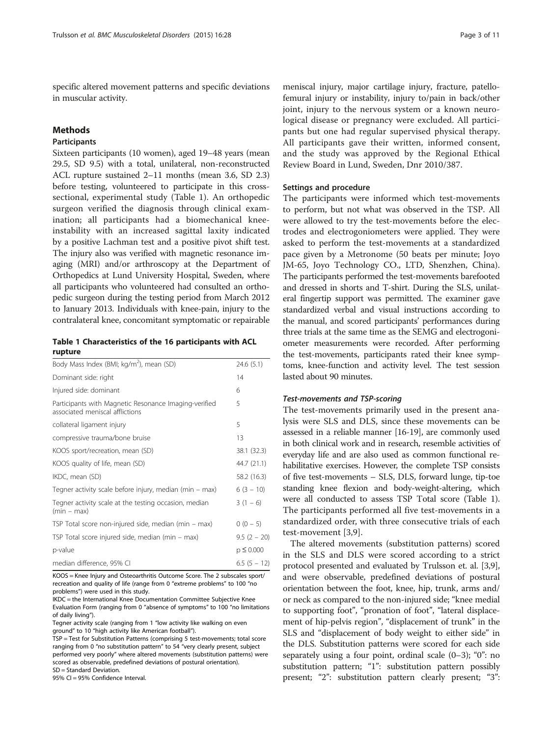specific altered movement patterns and specific deviations in muscular activity.

## Methods

### Participants

Sixteen participants (10 women), aged 19–48 years (mean 29.5, SD 9.5) with a total, unilateral, non-reconstructed ACL rupture sustained 2–11 months (mean 3.6, SD 2.3) before testing, volunteered to participate in this cross-sectional, experimental study (Table 1). An orthopedic surgeon verified the diagnosis through clinical examination; all participants had a biomechanical knee-instability with an increased sagittal laxity indicated by a positive Lachman test and a positive pivot shift test. The injury also was verified with magnetic resonance imaging (MRI) and/or arthroscopy at the Department of Orthopedics at Lund University Hospital, Sweden, where all participants who volunteered had consulted an orthopedic surgeon during the testing period from March 2012 to January 2013. Individuals with knee-pain, injury to the contralateral knee, concomitant symptomatic or repairable meniscal injury, major cartilage injury, fracture, patellofemural injury or instability, injury to/pain in back/other joint, injury to the nervous system or a known neurological disease or pregnancy were excluded. All participants but one had regular supervised physical therapy. All participants gave their written, informed consent, and the study was approved by the Regional Ethical Review Board in Lund, Sweden, Dnr 2010/387.

**Table 1 Characteristics of the 16 participants with ACL rupture**

| | |
|---|---|
| Body Mass Index (BMI; kg/m$^2$), mean (SD) | 24.6 (5.1) |
| Dominant side: right | 14 |
| Injured side: dominant | 6 |
| Participants with Magnetic Resonance Imaging-verified associated meniscal afflictions | 5 |
| collateral ligament injury | 5 |
| compressive trauma/bone bruise | 13 |
| KOOS sport/recreation, mean (SD) | 38.1 (32.3) |
| KOOS quality of life, mean (SD) | 44.7 (21.1) |
| IKDC, mean (SD) | 58.2 (16.3) |
| Tegner activity scale before injury, median (min – max) | 6 (3 – 10) |
| Tegner activity scale at the testing occasion, median (min – max) | 3 (1 – 6) |
| TSP Total score non-injured side, median (min – max) | 0 (0 – 5) |
| TSP Total score injured side, median (min – max) | 9.5 (2 – 20) |
| p-value | p ≤ 0.000 |
| median difference, 95% CI | 6.5 (5 – 12) |

KOOS = Knee Injury and Osteoarthritis Outcome Score. The 2 subscales sport/recreation and quality of life (range from 0 "extreme problems" to 100 "no problems") were used in this study.
IKDC = the International Knee Documentation Committee Subjective Knee Evaluation Form (ranging from 0 "absence of symptoms" to 100 "no limitations of daily living").
Tegner activity scale (ranging from 1 "low activity like walking on even ground" to 10 "high activity like American football").
TSP = Test for Substitution Patterns (comprising 5 test-movements; total score ranging from 0 "no substitution pattern" to 54 "very clearly present, subject performed very poorly" where altered movements (substitution patterns) were scored as observable, predefined deviations of postural orientation).
SD = Standard Deviation.
95% CI = 95% Confidence Interval.

### Settings and procedure

The participants were informed which test-movements to perform, but not what was observed in the TSP. All were allowed to try the test-movements before the electrodes and electrogoniometers were applied. They were asked to perform the test-movements at a standardized pace given by a Metronome (50 beats per minute; Joyo JM-65, Joyo Technology CO., LTD, Shenzhen, China). The participants performed the test-movements barefooted and dressed in shorts and T-shirt. During the SLS, unilateral fingertip support was permitted. The examiner gave standardized verbal and visual instructions according to the manual, and scored participants' performances during three trials at the same time as the SEMG and electrogoniometer measurements were recorded. After performing the test-movements, participants rated their knee symptoms, knee-function and activity level. The test session lasted about 90 minutes.

#### *Test-movements and TSP-scoring*

The test-movements primarily used in the present analysis were SLS and DLS, since these movements can be assessed in a reliable manner [16-19], are commonly used in both clinical work and in research, resemble activities of everyday life and are also used as common functional rehabilitative exercises. However, the complete TSP consists of five test-movements – SLS, DLS, forward lunge, tip-toe standing knee flexion and body-weight-altering, which were all conducted to assess TSP Total score (Table 1). The participants performed all five test-movements in a standardized order, with three consecutive trials of each test-movement [3,9].

The altered movements (substitution patterns) scored in the SLS and DLS were scored according to a strict protocol presented and evaluated by Trulsson et. al. [3,9], and were observable, predefined deviations of postural orientation between the foot, knee, hip, trunk, arms and/or neck as compared to the non-injured side; "knee medial to supporting foot", "pronation of foot", "lateral displacement of hip-pelvis region", "displacement of trunk" in the SLS and "displacement of body weight to either side" in the DLS. Substitution patterns were scored for each side separately using a four point, ordinal scale (0–3); "0": no substitution pattern; "1": substitution pattern possibly present; "2": substitution pattern clearly present; "3":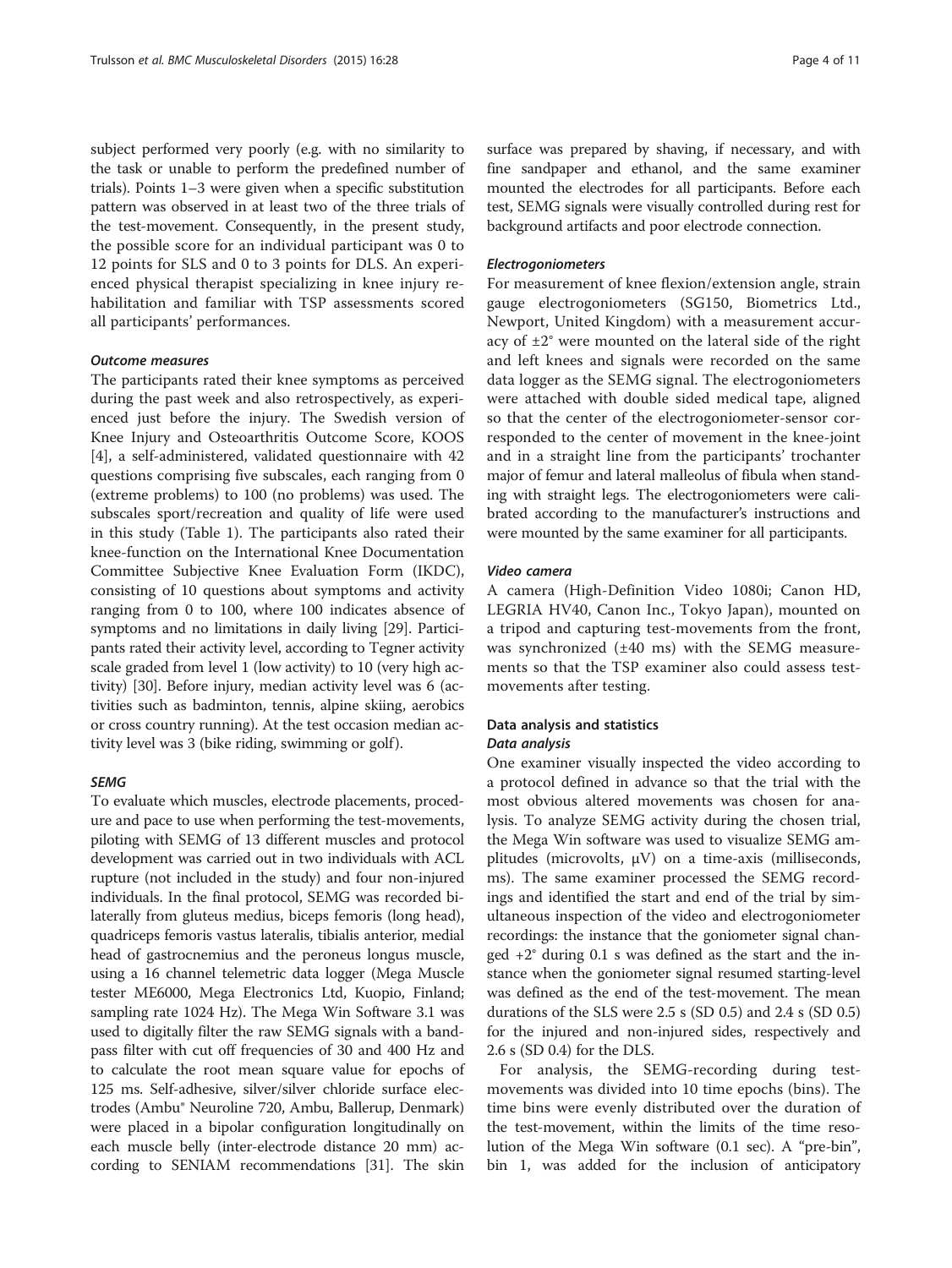subject performed very poorly (e.g. with no similarity to the task or unable to perform the predefined number of trials). Points 1–3 were given when a specific substitution pattern was observed in at least two of the three trials of the test-movement. Consequently, in the present study, the possible score for an individual participant was 0 to 12 points for SLS and 0 to 3 points for DLS. An experienced physical therapist specializing in knee injury rehabilitation and familiar with TSP assessments scored all participants' performances.

#### Outcome measures

The participants rated their knee symptoms as perceived during the past week and also retrospectively, as experienced just before the injury. The Swedish version of Knee Injury and Osteoarthritis Outcome Score, KOOS [4], a self-administered, validated questionnaire with 42 questions comprising five subscales, each ranging from 0 (extreme problems) to 100 (no problems) was used. The subscales sport/recreation and quality of life were used in this study (Table 1). The participants also rated their knee-function on the International Knee Documentation Committee Subjective Knee Evaluation Form (IKDC), consisting of 10 questions about symptoms and activity ranging from 0 to 100, where 100 indicates absence of symptoms and no limitations in daily living [29]. Participants rated their activity level, according to Tegner activity scale graded from level 1 (low activity) to 10 (very high activity) [30]. Before injury, median activity level was 6 (activities such as badminton, tennis, alpine skiing, aerobics or cross country running). At the test occasion median activity level was 3 (bike riding, swimming or golf).

#### SEMG

To evaluate which muscles, electrode placements, procedure and pace to use when performing the test-movements, piloting with SEMG of 13 different muscles and protocol development was carried out in two individuals with ACL rupture (not included in the study) and four non-injured individuals. In the final protocol, SEMG was recorded bilaterally from gluteus medius, biceps femoris (long head), quadriceps femoris vastus lateralis, tibialis anterior, medial head of gastrocnemius and the peroneus longus muscle, using a 16 channel telemetric data logger (Mega Muscle tester ME6000, Mega Electronics Ltd, Kuopio, Finland; sampling rate 1024 Hz). The Mega Win Software 3.1 was used to digitally filter the raw SEMG signals with a bandpass filter with cut off frequencies of 30 and 400 Hz and to calculate the root mean square value for epochs of 125 ms. Self-adhesive, silver/silver chloride surface electrodes (Ambu® Neuroline 720, Ambu, Ballerup, Denmark) were placed in a bipolar configuration longitudinally on each muscle belly (inter-electrode distance 20 mm) according to SENIAM recommendations [31]. The skin surface was prepared by shaving, if necessary, and with fine sandpaper and ethanol, and the same examiner mounted the electrodes for all participants. Before each test, SEMG signals were visually controlled during rest for background artifacts and poor electrode connection.

#### Electrogoniometers

For measurement of knee flexion/extension angle, strain gauge electrogoniometers (SG150, Biometrics Ltd., Newport, United Kingdom) with a measurement accuracy of ±2° were mounted on the lateral side of the right and left knees and signals were recorded on the same data logger as the SEMG signal. The electrogoniometers were attached with double sided medical tape, aligned so that the center of the electrogoniometer-sensor corresponded to the center of movement in the knee-joint and in a straight line from the participants' trochanter major of femur and lateral malleolus of fibula when standing with straight legs. The electrogoniometers were calibrated according to the manufacturer's instructions and were mounted by the same examiner for all participants.

#### Video camera

A camera (High-Definition Video 1080i; Canon HD, LEGRIA HV40, Canon Inc., Tokyo Japan), mounted on a tripod and capturing test-movements from the front, was synchronized (±40 ms) with the SEMG measurements so that the TSP examiner also could assess test-movements after testing.

### Data analysis and statistics

#### Data analysis

One examiner visually inspected the video according to a protocol defined in advance so that the trial with the most obvious altered movements was chosen for analysis. To analyze SEMG activity during the chosen trial, the Mega Win software was used to visualize SEMG amplitudes (microvolts, μV) on a time-axis (milliseconds, ms). The same examiner processed the SEMG recordings and identified the start and end of the trial by simultaneous inspection of the video and electrogoniometer recordings: the instance that the goniometer signal changed +2° during 0.1 s was defined as the start and the instance when the goniometer signal resumed starting-level was defined as the end of the test-movement. The mean durations of the SLS were 2.5 s (SD 0.5) and 2.4 s (SD 0.5) for the injured and non-injured sides, respectively and 2.6 s (SD 0.4) for the DLS.

For analysis, the SEMG-recording during test-movements was divided into 10 time epochs (bins). The time bins were evenly distributed over the duration of the test-movement, within the limits of the time resolution of the Mega Win software (0.1 sec). A "pre-bin", bin 1, was added for the inclusion of anticipatory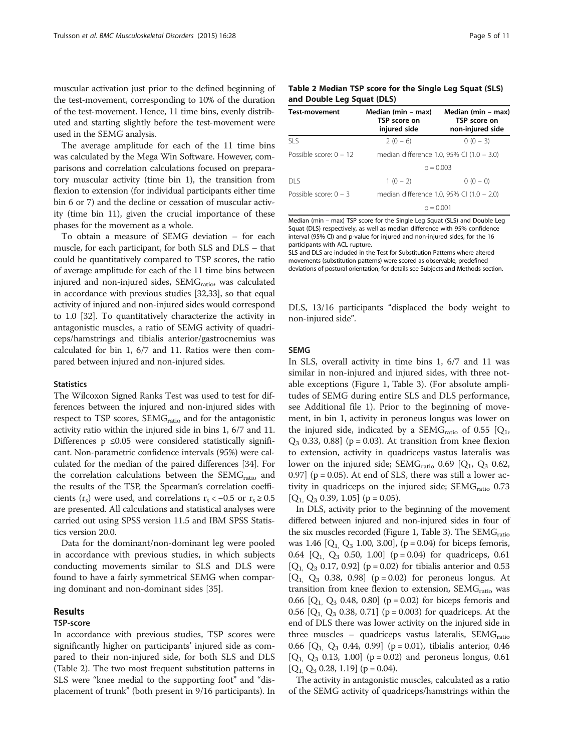muscular activation just prior to the defined beginning of the test-movement, corresponding to 10% of the duration of the test-movement. Hence, 11 time bins, evenly distributed and starting slightly before the test-movement were used in the SEMG analysis.

The average amplitude for each of the 11 time bins was calculated by the Mega Win Software. However, comparisons and correlation calculations focused on preparatory muscular activity (time bin 1), the transition from flexion to extension (for individual participants either time bin 6 or 7) and the decline or cessation of muscular activity (time bin 11), given the crucial importance of these phases for the movement as a whole.

To obtain a measure of SEMG deviation – for each muscle, for each participant, for both SLS and DLS – that could be quantitatively compared to TSP scores, the ratio of average amplitude for each of the 11 time bins between injured and non-injured sides, $SEMG_{ratio}$, was calculated in accordance with previous studies [32,33], so that equal activity of injured and non-injured sides would correspond to 1.0 [32]. To quantitatively characterize the activity in antagonistic muscles, a ratio of SEMG activity of quadriceps/hamstrings and tibialis anterior/gastrocnemius was calculated for bin 1, 6/7 and 11. Ratios were then compared between injured and non-injured sides.

### Statistics

The Wilcoxon Signed Ranks Test was used to test for differences between the injured and non-injured sides with respect to TSP scores, $SEMG_{ratio}$ and for the antagonistic activity ratio within the injured side in bins 1, 6/7 and 11. Differences $p \leq 0.05$ were considered statistically significant. Non-parametric confidence intervals (95%) were calculated for the median of the paired differences [34]. For the correlation calculations between the $SEMG_{ratio}$ and the results of the TSP, the Spearman's correlation coefficients ($r_s$) were used, and correlations $r_s < -0.5$ or $r_s \geq 0.5$ are presented. All calculations and statistical analyses were carried out using SPSS version 11.5 and IBM SPSS Statistics version 20.0.

Data for the dominant/non-dominant leg were pooled in accordance with previous studies, in which subjects conducting movements similar to SLS and DLS were found to have a fairly symmetrical SEMG when comparing dominant and non-dominant sides [35].

## Results

### TSP-score

In accordance with previous studies, TSP scores were significantly higher on participants' injured side as compared to their non-injured side, for both SLS and DLS (Table 2). The two most frequent substitution patterns in SLS were "knee medial to the supporting foot" and "displacement of trunk" (both present in 9/16 participants). In DLS, 13/16 participants "displaced the body weight to non-injured side".

**Table 2 Median TSP score for the Single Leg Squat (SLS) and Double Leg Squat (DLS)**

| Test-movement | Median (min – max) TSP score on injured side | Median (min – max) TSP score on non-injured side |
|---|---|---|
| SLS | 2 (0 – 6) | 0 (0 – 3) |
| Possible score: 0 – 12 | median difference 1.0, 95% CI (1.0 – 3.0) | |
| | p = 0.003 | |
| DLS | 1 (0 – 2) | 0 (0 – 0) |
| Possible score: 0 – 3 | median difference 1.0, 95% CI (1.0 – 2.0) | |
| | p = 0.001 | |

Median (min – max) TSP score for the Single Leg Squat (SLS) and Double Leg Squat (DLS) respectively, as well as median difference with 95% confidence interval (95% CI) and p-value for injured and non-injured sides, for the 16 participants with ACL rupture.
SLS and DLS are included in the Test for Substitution Patterns where altered movements (substitution patterns) were scored as observable, predefined deviations of postural orientation; for details see Subjects and Methods section.

### SEMG

In SLS, overall activity in time bins 1, 6/7 and 11 was similar in non-injured and injured sides, with three notable exceptions (Figure 1, Table 3). (For absolute amplitudes of SEMG during entire SLS and DLS performance, see Additional file 1). Prior to the beginning of movement, in bin 1, activity in peroneus longus was lower on the injured side, indicated by a $SEMG_{ratio}$ of 0.55 [$Q_1$, $Q_3$ 0.33, 0.88] (p = 0.03). At transition from knee flexion to extension, activity in quadriceps vastus lateralis was lower on the injured side; $SEMG_{ratio}$ 0.69 [$Q_1$, $Q_3$ 0.62, 0.97] (p = 0.05). At end of SLS, there was still a lower activity in quadriceps on the injured side; $SEMG_{ratio}$ 0.73 [$Q_1$, $Q_3$ 0.39, 1.05] (p = 0.05).

In DLS, activity prior to the beginning of the movement differed between injured and non-injured sides in four of the six muscles recorded (Figure 1, Table 3). The $SEMG_{ratio}$ was 1.46 [$Q_1$, $Q_3$ 1.00, 3.00], (p = 0.04) for biceps femoris, 0.64 [$Q_1$, $Q_3$ 0.50, 1.00] (p = 0.04) for quadriceps, 0.61 [$Q_1$, $Q_3$ 0.17, 0.92] (p = 0.02) for tibialis anterior and 0.53 [$Q_1$, $Q_3$ 0.38, 0.98] (p = 0.02) for peroneus longus. At transition from knee flexion to extension, $SEMG_{ratio}$ was 0.66 [$Q_1$, $Q_3$ 0.48, 0.80] (p = 0.02) for biceps femoris and 0.56 [$Q_1$, $Q_3$ 0.38, 0.71] (p = 0.003) for quadriceps. At the end of DLS there was lower activity on the injured side in three muscles – quadriceps vastus lateralis, $SEMG_{ratio}$ 0.66 [$Q_1$, $Q_3$ 0.44, 0.99] (p = 0.01), tibialis anterior, 0.46 [$Q_1$, $Q_3$ 0.13, 1.00] (p = 0.02) and peroneus longus, 0.61 [$Q_1$, $Q_3$ 0.28, 1.19] (p = 0.04).

The activity in antagonistic muscles, calculated as a ratio of the SEMG activity of quadriceps/hamstrings within the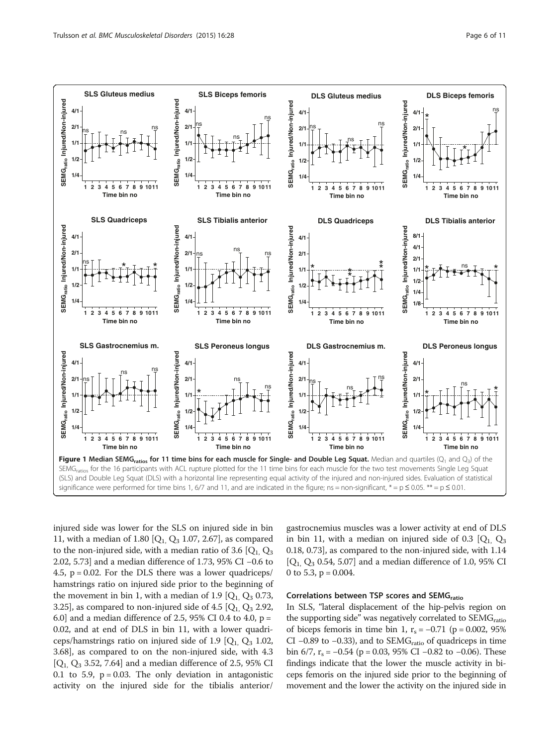**Figure 1 Median SEMG$_{ratios}$ for 11 time bins for each muscle for Single- and Double Leg Squat.** Median and quartiles ($Q_1$ and $Q_3$) of the SEMG$_{ratios}$ for the 16 participants with ACL rupture plotted for the 11 time bins for each muscle for the two test movements Single Leg Squat (SLS) and Double Leg Squat (DLS) with a horizontal line representing equal activity of the injured and non-injured sides. Evaluation of statistical significance were performed for time bins 1, 6/7 and 11, and are indicated in the figure; ns = non-significant, * = p ≤ 0.05. ** = p ≤ 0.01.

injured side was lower for the SLS on injured side in bin 11, with a median of 1.80 [$Q_1$, $Q_3$ 1.07, 2.67], as compared to the non-injured side, with a median ratio of 3.6 [$Q_1$, $Q_3$ 2.02, 5.73] and a median difference of 1.73, 95% CI −0.6 to 4.5, p = 0.02. For the DLS there was a lower quadriceps/hamstrings ratio on injured side prior to the beginning of the movement in bin 1, with a median of 1.9 [$Q_1$, $Q_3$ 0.73, 3.25], as compared to non-injured side of 4.5 [$Q_1$, $Q_3$ 2.92, 6.0] and a median difference of 2.5, 95% CI 0.4 to 4.0, p = 0.02, and at end of DLS in bin 11, with a lower quadriceps/hamstrings ratio on injured side of 1.9 [$Q_1$, $Q_3$ 1.02, 3.68], as compared to on the non-injured side, with 4.3 [$Q_1$, $Q_3$ 3.52, 7.64] and a median difference of 2.5, 95% CI 0.1 to 5.9, p = 0.03. The only deviation in antagonistic activity on the injured side for the tibialis anterior/gastrocnemius muscles was a lower activity at end of DLS in bin 11, with a median on injured side of 0.3 [$Q_1$, $Q_3$ 0.18, 0.73], as compared to the non-injured side, with 1.14 [$Q_1$, $Q_3$ 0.54, 5.07] and a median difference of 1.0, 95% CI 0 to 5.3, p = 0.004.

### Correlations between TSP scores and SEMG$_{ratio}$

In SLS, "lateral displacement of the hip-pelvis region on the supporting side" was negatively correlated to SEMG$_{ratio}$ of biceps femoris in time bin 1, $r_s$ = −0.71 (p = 0.002, 95% CI −0.89 to −0.33), and to SEMG$_{ratio}$ of quadriceps in time bin 6/7, $r_s$ = −0.54 (p = 0.03, 95% CI −0.82 to −0.06). These findings indicate that the lower the muscle activity in biceps femoris on the injured side prior to the beginning of movement and the lower the activity on the injured side in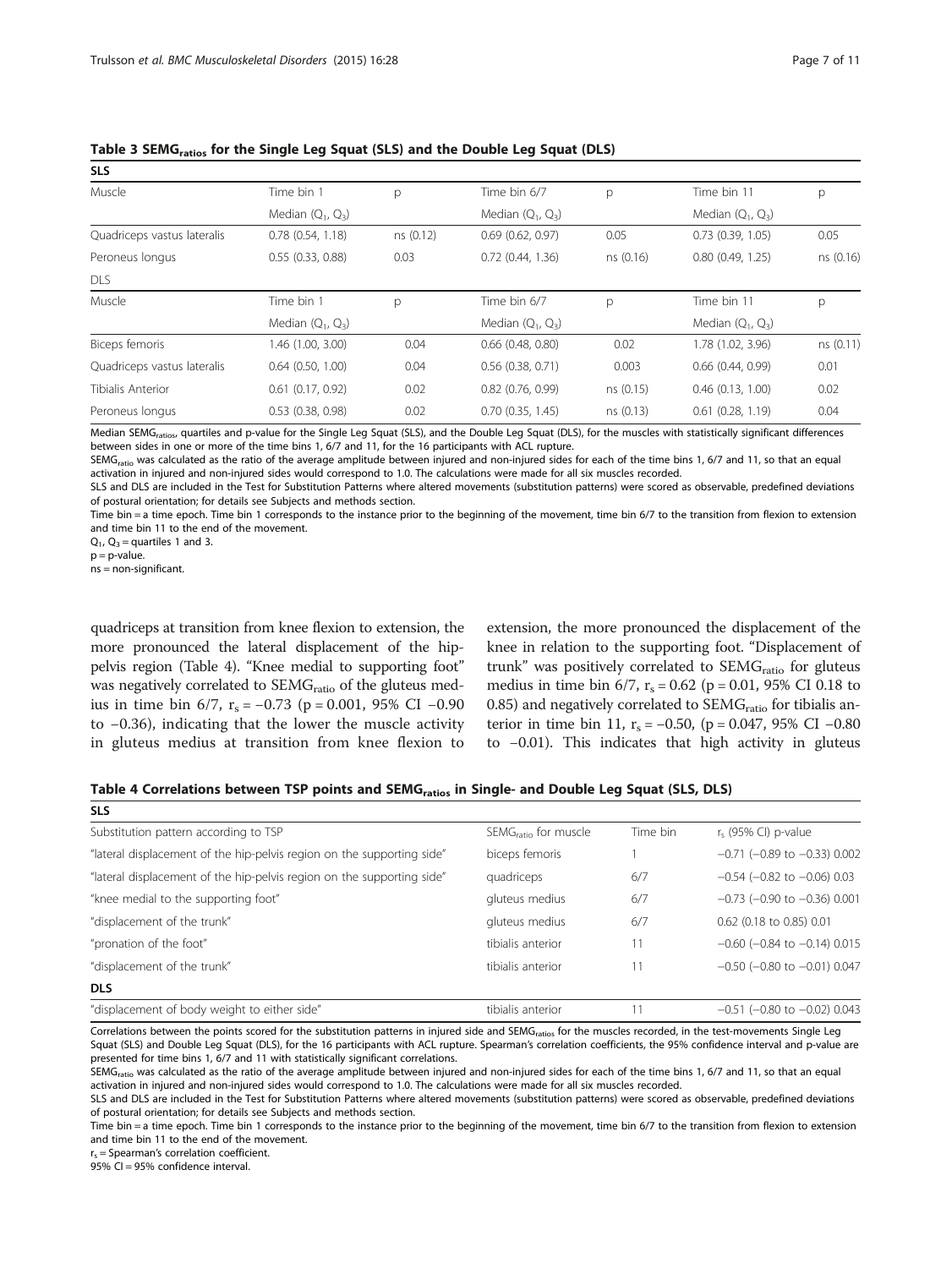**Table 3 $SEMG_{ratios}$ for the Single Leg Squat (SLS) and the Double Leg Squat (DLS)**

| **SLS** | | | | | | |
|---|---|---|---|---|---|---|
| Muscle | Time bin 1 | p | Time bin 6/7 | p | Time bin 11 | p |
| | Median ($Q_1$, $Q_3$) | | Median ($Q_1$, $Q_3$) | | Median ($Q_1$, $Q_3$) | |
| Quadriceps vastus lateralis | 0.78 (0.54, 1.18) | ns (0.12) | 0.69 (0.62, 0.97) | 0.05 | 0.73 (0.39, 1.05) | 0.05 |
| Peroneus longus | 0.55 (0.33, 0.88) | 0.03 | 0.72 (0.44, 1.36) | ns (0.16) | 0.80 (0.49, 1.25) | ns (0.16) |
| **DLS** | | | | | | |
| Muscle | Time bin 1 | p | Time bin 6/7 | p | Time bin 11 | p |
| | Median ($Q_1$, $Q_3$) | | Median ($Q_1$, $Q_3$) | | Median ($Q_1$, $Q_3$) | |
| Biceps femoris | 1.46 (1.00, 3.00) | 0.04 | 0.66 (0.48, 0.80) | 0.02 | 1.78 (1.02, 3.96) | ns (0.11) |
| Quadriceps vastus lateralis | 0.64 (0.50, 1.00) | 0.04 | 0.56 (0.38, 0.71) | 0.003 | 0.66 (0.44, 0.99) | 0.01 |
| Tibialis Anterior | 0.61 (0.17, 0.92) | 0.02 | 0.82 (0.76, 0.99) | ns (0.15) | 0.46 (0.13, 1.00) | 0.02 |
| Peroneus longus | 0.53 (0.38, 0.98) | 0.02 | 0.70 (0.35, 1.45) | ns (0.13) | 0.61 (0.28, 1.19) | 0.04 |

Median $SEMG_{ratios}$, quartiles and p-value for the Single Leg Squat (SLS), and the Double Leg Squat (DLS), for the muscles with statistically significant differences between sides in one or more of the time bins 1, 6/7 and 11, for the 16 participants with ACL rupture.
$SEMG_{ratio}$ was calculated as the ratio of the average amplitude between injured and non-injured sides for each of the time bins 1, 6/7 and 11, so that an equal activation in injured and non-injured sides would correspond to 1.0. The calculations were made for all six muscles recorded.
SLS and DLS are included in the Test for Substitution Patterns where altered movements (substitution patterns) were scored as observable, predefined deviations of postural orientation; for details see Subjects and methods section.
Time bin = a time epoch. Time bin 1 corresponds to the instance prior to the beginning of the movement, time bin 6/7 to the transition from flexion to extension and time bin 11 to the end of the movement.
$Q_1$, $Q_3$ = quartiles 1 and 3.
p = p-value.
ns = non-significant.

quadriceps at transition from knee flexion to extension, the more pronounced the lateral displacement of the hip-pelvis region (Table 4). "Knee medial to supporting foot" was negatively correlated to $SEMG_{ratio}$ of the gluteus medius in time bin 6/7, $r_s = -0.73$ (p = 0.001, 95% CI −0.90 to −0.36), indicating that the lower the muscle activity in gluteus medius at transition from knee flexion to extension, the more pronounced the displacement of the knee in relation to the supporting foot. "Displacement of trunk" was positively correlated to $SEMG_{ratio}$ for gluteus medius in time bin 6/7, $r_s = 0.62$ (p = 0.01, 95% CI 0.18 to 0.85) and negatively correlated to $SEMG_{ratio}$ for tibialis anterior in time bin 11, $r_s = -0.50$, (p = 0.047, 95% CI −0.80 to −0.01). This indicates that high activity in gluteus

**Table 4 Correlations between TSP points and $SEMG_{ratios}$ in Single- and Double Leg Squat (SLS, DLS)**

| **SLS** | | | |
|---|---|---|---|
| Substitution pattern according to TSP | $SEMG_{ratio}$ for muscle | Time bin | $r_s$ (95% CI) p-value |
| "lateral displacement of the hip-pelvis region on the supporting side" | biceps femoris | 1 | −0.71 (−0.89 to −0.33) 0.002 |
| "lateral displacement of the hip-pelvis region on the supporting side" | quadriceps | 6/7 | −0.54 (−0.82 to −0.06) 0.03 |
| "knee medial to the supporting foot" | gluteus medius | 6/7 | −0.73 (−0.90 to −0.36) 0.001 |
| "displacement of the trunk" | gluteus medius | 6/7 | 0.62 (0.18 to 0.85) 0.01 |
| "pronation of the foot" | tibialis anterior | 11 | −0.60 (−0.84 to −0.14) 0.015 |
| "displacement of the trunk" | tibialis anterior | 11 | −0.50 (−0.80 to −0.01) 0.047 |
| **DLS** | | | |
| "displacement of body weight to either side" | tibialis anterior | 11 | −0.51 (−0.80 to −0.02) 0.043 |

Correlations between the points scored for the substitution patterns in injured side and $SEMG_{ratios}$ for the muscles recorded, in the test-movements Single Leg Squat (SLS) and Double Leg Squat (DLS), for the 16 participants with ACL rupture. Spearman's correlation coefficients, the 95% confidence interval and p-value are presented for time bins 1, 6/7 and 11 with statistically significant correlations.
$SEMG_{ratio}$ was calculated as the ratio of the average amplitude between injured and non-injured sides for each of the time bins 1, 6/7 and 11, so that an equal activation in injured and non-injured sides would correspond to 1.0. The calculations were made for all six muscles recorded.
SLS and DLS are included in the Test for Substitution Patterns where altered movements (substitution patterns) were scored as observable, predefined deviations of postural orientation; for details see Subjects and methods section.
Time bin = a time epoch. Time bin 1 corresponds to the instance prior to the beginning of the movement, time bin 6/7 to the transition from flexion to extension and time bin 11 to the end of the movement.
$r_s$ = Spearman's correlation coefficient.
95% CI = 95% confidence interval.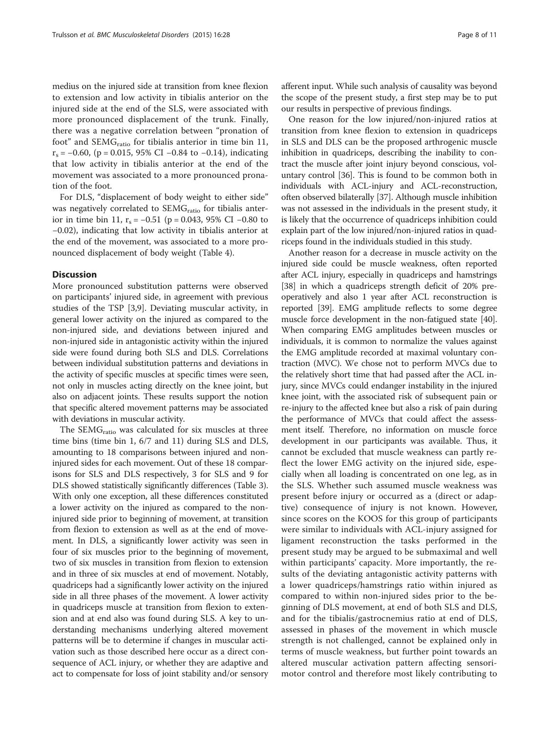medius on the injured side at transition from knee flexion to extension and low activity in tibialis anterior on the injured side at the end of the SLS, were associated with more pronounced displacement of the trunk. Finally, there was a negative correlation between "pronation of foot" and $SEMG_{ratio}$ for tibialis anterior in time bin 11, $r_s = -0.60$, ($p = 0.015$, 95% CI −0.84 to −0.14), indicating that low activity in tibialis anterior at the end of the movement was associated to a more pronounced pronation of the foot.

For DLS, "displacement of body weight to either side" was negatively correlated to $SEMG_{ratio}$ for tibialis anterior in time bin 11, $r_s = -0.51$ ($p = 0.043$, 95% CI −0.80 to −0.02), indicating that low activity in tibialis anterior at the end of the movement, was associated to a more pronounced displacement of body weight (Table 4).

## Discussion

More pronounced substitution patterns were observed on participants' injured side, in agreement with previous studies of the TSP [3,9]. Deviating muscular activity, in general lower activity on the injured as compared to the non-injured side, and deviations between injured and non-injured side in antagonistic activity within the injured side were found during both SLS and DLS. Correlations between individual substitution patterns and deviations in the activity of specific muscles at specific times were seen, not only in muscles acting directly on the knee joint, but also on adjacent joints. These results support the notion that specific altered movement patterns may be associated with deviations in muscular activity.

The $SEMG_{ratio}$ was calculated for six muscles at three time bins (time bin 1, 6/7 and 11) during SLS and DLS, amounting to 18 comparisons between injured and non-injured sides for each movement. Out of these 18 comparisons for SLS and DLS respectively, 3 for SLS and 9 for DLS showed statistically significantly differences (Table 3). With only one exception, all these differences constituted a lower activity on the injured as compared to the non-injured side prior to beginning of movement, at transition from flexion to extension as well as at the end of movement. In DLS, a significantly lower activity was seen in four of six muscles prior to the beginning of movement, two of six muscles in transition from flexion to extension and in three of six muscles at end of movement. Notably, quadriceps had a significantly lower activity on the injured side in all three phases of the movement. A lower activity in quadriceps muscle at transition from flexion to extension and at end also was found during SLS. A key to understanding mechanisms underlying altered movement patterns will be to determine if changes in muscular activation such as those described here occur as a direct consequence of ACL injury, or whether they are adaptive and act to compensate for loss of joint stability and/or sensory afferent input. While such analysis of causality was beyond the scope of the present study, a first step may be to put our results in perspective of previous findings.

One reason for the low injured/non-injured ratios at transition from knee flexion to extension in quadriceps in SLS and DLS can be the proposed arthrogenic muscle inhibition in quadriceps, describing the inability to contract the muscle after joint injury beyond conscious, voluntary control [36]. This is found to be common both in individuals with ACL-injury and ACL-reconstruction, often observed bilaterally [37]. Although muscle inhibition was not assessed in the individuals in the present study, it is likely that the occurrence of quadriceps inhibition could explain part of the low injured/non-injured ratios in quadriceps found in the individuals studied in this study.

Another reason for a decrease in muscle activity on the injured side could be muscle weakness, often reported after ACL injury, especially in quadriceps and hamstrings [38] in which a quadriceps strength deficit of 20% preoperatively and also 1 year after ACL reconstruction is reported [39]. EMG amplitude reflects to some degree muscle force development in the non-fatigued state [40]. When comparing EMG amplitudes between muscles or individuals, it is common to normalize the values against the EMG amplitude recorded at maximal voluntary contraction (MVC). We chose not to perform MVCs due to the relatively short time that had passed after the ACL injury, since MVCs could endanger instability in the injured knee joint, with the associated risk of subsequent pain or re-injury to the affected knee but also a risk of pain during the performance of MVCs that could affect the assessment itself. Therefore, no information on muscle force development in our participants was available. Thus, it cannot be excluded that muscle weakness can partly reflect the lower EMG activity on the injured side, especially when all loading is concentrated on one leg, as in the SLS. Whether such assumed muscle weakness was present before injury or occurred as a (direct or adaptive) consequence of injury is not known. However, since scores on the KOOS for this group of participants were similar to individuals with ACL-injury assigned for ligament reconstruction the tasks performed in the present study may be argued to be submaximal and well within participants' capacity. More importantly, the results of the deviating antagonistic activity patterns with a lower quadriceps/hamstrings ratio within injured as compared to within non-injured sides prior to the beginning of DLS movement, at end of both SLS and DLS, and for the tibialis/gastrocnemius ratio at end of DLS, assessed in phases of the movement in which muscle strength is not challenged, cannot be explained only in terms of muscle weakness, but further point towards an altered muscular activation pattern affecting sensorimotor control and therefore most likely contributing to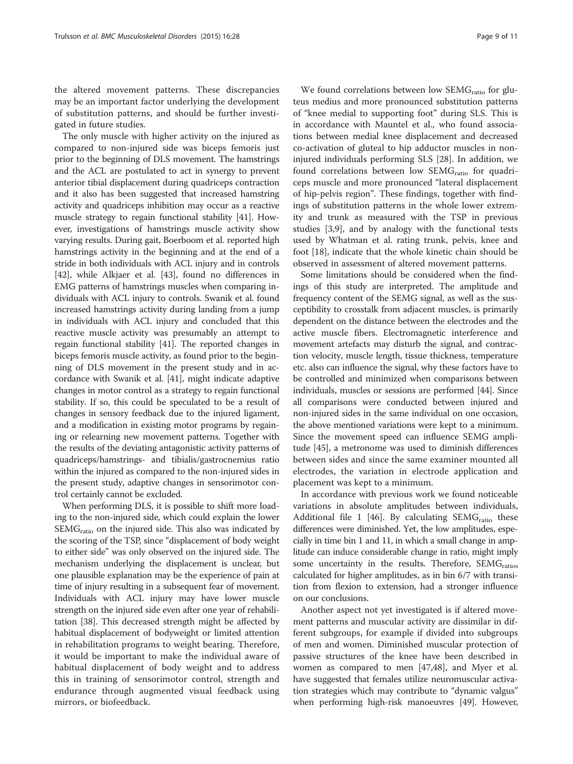the altered movement patterns. These discrepancies may be an important factor underlying the development of substitution patterns, and should be further investigated in future studies.

The only muscle with higher activity on the injured as compared to non-injured side was biceps femoris just prior to the beginning of DLS movement. The hamstrings and the ACL are postulated to act in synergy to prevent anterior tibial displacement during quadriceps contraction and it also has been suggested that increased hamstring activity and quadriceps inhibition may occur as a reactive muscle strategy to regain functional stability [41]. However, investigations of hamstrings muscle activity show varying results. During gait, Boerboom et al. reported high hamstrings activity in the beginning and at the end of a stride in both individuals with ACL injury and in controls [42], while Alkjaer et al. [43], found no differences in EMG patterns of hamstrings muscles when comparing individuals with ACL injury to controls. Swanik et al. found increased hamstrings activity during landing from a jump in individuals with ACL injury and concluded that this reactive muscle activity was presumably an attempt to regain functional stability [41]. The reported changes in biceps femoris muscle activity, as found prior to the beginning of DLS movement in the present study and in accordance with Swanik et al. [41], might indicate adaptive changes in motor control as a strategy to regain functional stability. If so, this could be speculated to be a result of changes in sensory feedback due to the injured ligament, and a modification in existing motor programs by regaining or relearning new movement patterns. Together with the results of the deviating antagonistic activity patterns of quadriceps/hamstrings- and tibialis/gastrocnemius ratio within the injured as compared to the non-injured sides in the present study, adaptive changes in sensorimotor control certainly cannot be excluded.

When performing DLS, it is possible to shift more loading to the non-injured side, which could explain the lower $SEMG_{ratio}$ on the injured side. This also was indicated by the scoring of the TSP, since "displacement of body weight to either side" was only observed on the injured side. The mechanism underlying the displacement is unclear, but one plausible explanation may be the experience of pain at time of injury resulting in a subsequent fear of movement. Individuals with ACL injury may have lower muscle strength on the injured side even after one year of rehabilitation [38]. This decreased strength might be affected by habitual displacement of bodyweight or limited attention in rehabilitation programs to weight bearing. Therefore, it would be important to make the individual aware of habitual displacement of body weight and to address this in training of sensorimotor control, strength and endurance through augmented visual feedback using mirrors, or biofeedback.

We found correlations between low $SEMG_{ratio}$ for gluteus medius and more pronounced substitution patterns of "knee medial to supporting foot" during SLS. This is in accordance with Mauntel et al., who found associations between medial knee displacement and decreased co-activation of gluteal to hip adductor muscles in non-injured individuals performing SLS [28]. In addition, we found correlations between low $SEMG_{ratio}$ for quadriceps muscle and more pronounced "lateral displacement of hip-pelvis region". These findings, together with findings of substitution patterns in the whole lower extremity and trunk as measured with the TSP in previous studies [3,9], and by analogy with the functional tests used by Whatman et al. rating trunk, pelvis, knee and foot [18], indicate that the whole kinetic chain should be observed in assessment of altered movement patterns.

Some limitations should be considered when the findings of this study are interpreted. The amplitude and frequency content of the SEMG signal, as well as the susceptibility to crosstalk from adjacent muscles, is primarily dependent on the distance between the electrodes and the active muscle fibers. Electromagnetic interference and movement artefacts may disturb the signal, and contraction velocity, muscle length, tissue thickness, temperature etc. also can influence the signal, why these factors have to be controlled and minimized when comparisons between individuals, muscles or sessions are performed [44]. Since all comparisons were conducted between injured and non-injured sides in the same individual on one occasion, the above mentioned variations were kept to a minimum. Since the movement speed can influence SEMG amplitude [45], a metronome was used to diminish differences between sides and since the same examiner mounted all electrodes, the variation in electrode application and placement was kept to a minimum.

In accordance with previous work we found noticeable variations in absolute amplitudes between individuals, Additional file 1 [46]. By calculating $SEMG_{ratio}$ these differences were diminished. Yet, the low amplitudes, especially in time bin 1 and 11, in which a small change in amplitude can induce considerable change in ratio, might imply some uncertainty in the results. Therefore, $SEMG_{ratios}$ calculated for higher amplitudes, as in bin 6/7 with transition from flexion to extension, had a stronger influence on our conclusions.

Another aspect not yet investigated is if altered movement patterns and muscular activity are dissimilar in different subgroups, for example if divided into subgroups of men and women. Diminished muscular protection of passive structures of the knee have been described in women as compared to men [47,48], and Myer et al. have suggested that females utilize neuromuscular activation strategies which may contribute to "dynamic valgus" when performing high-risk manoeuvres [49]. However,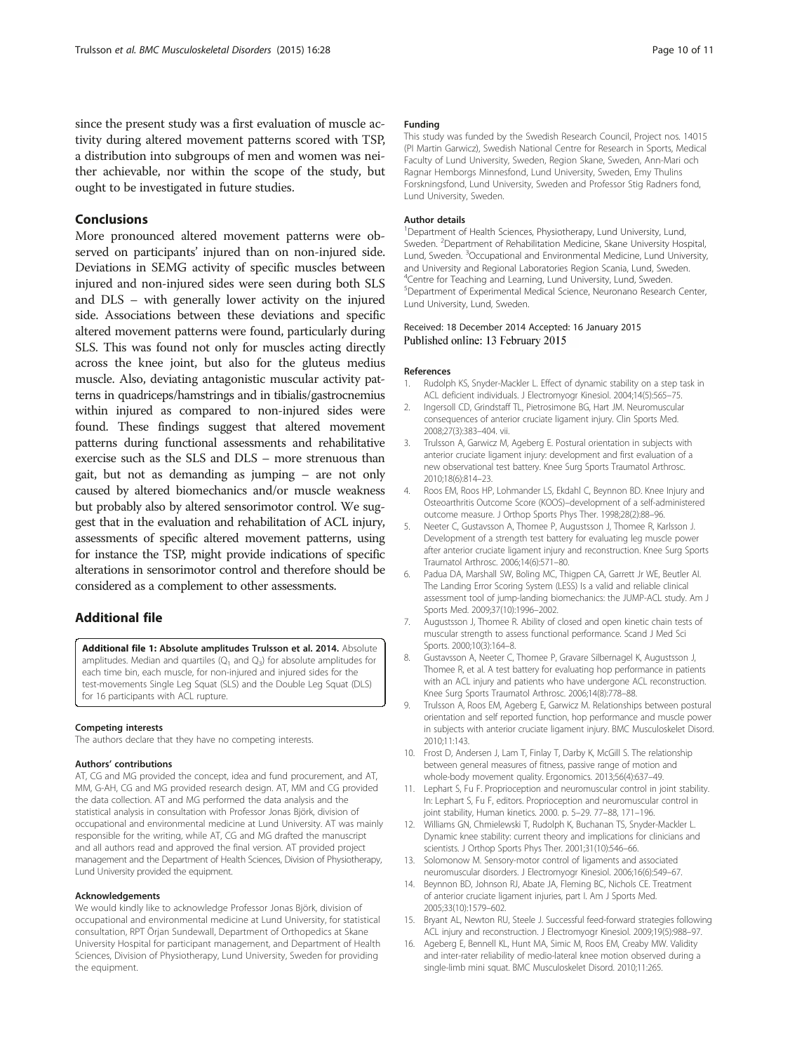since the present study was a first evaluation of muscle activity during altered movement patterns scored with TSP, a distribution into subgroups of men and women was neither achievable, nor within the scope of the study, but ought to be investigated in future studies.

## Conclusions

More pronounced altered movement patterns were observed on participants' injured than on non-injured side. Deviations in SEMG activity of specific muscles between injured and non-injured sides were seen during both SLS and DLS – with generally lower activity on the injured side. Associations between these deviations and specific altered movement patterns were found, particularly during SLS. This was found not only for muscles acting directly across the knee joint, but also for the gluteus medius muscle. Also, deviating antagonistic muscular activity patterns in quadriceps/hamstrings and in tibialis/gastrocnemius within injured as compared to non-injured sides were found. These findings suggest that altered movement patterns during functional assessments and rehabilitative exercise such as the SLS and DLS – more strenuous than gait, but not as demanding as jumping – are not only caused by altered biomechanics and/or muscle weakness but probably also by altered sensorimotor control. We suggest that in the evaluation and rehabilitation of ACL injury, assessments of specific altered movement patterns, using for instance the TSP, might provide indications of specific alterations in sensorimotor control and therefore should be considered as a complement to other assessments.

## Additional file

**Additional file 1: Absolute amplitudes Trulsson et al. 2014.** Absolute amplitudes. Median and quartiles ($Q_1$ and $Q_3$) for absolute amplitudes for each time bin, each muscle, for non-injured and injured sides for the test-movements Single Leg Squat (SLS) and the Double Leg Squat (DLS) for 16 participants with ACL rupture.

#### Competing interests
The authors declare that they have no competing interests.

#### Authors' contributions
AT, CG and MG provided the concept, idea and fund procurement, and AT, MM, G-AH, CG and MG provided research design. AT, MM and CG provided the data collection. AT and MG performed the data analysis and the statistical analysis in consultation with Professor Jonas Björk, division of occupational and environmental medicine at Lund University. AT was mainly responsible for the writing, while AT, CG and MG drafted the manuscript and all authors read and approved the final version. AT provided project management and the Department of Health Sciences, Division of Physiotherapy, Lund University provided the equipment.

#### Acknowledgements
We would kindly like to acknowledge Professor Jonas Björk, division of occupational and environmental medicine at Lund University, for statistical consultation, RPT Örjan Sundewall, Department of Orthopedics at Skane University Hospital for participant management, and Department of Health Sciences, Division of Physiotherapy, Lund University, Sweden for providing the equipment.

#### Funding
This study was funded by the Swedish Research Council, Project nos. 14015 (PI Martin Garwicz), Swedish National Centre for Research in Sports, Medical Faculty of Lund University, Sweden, Region Skane, Sweden, Ann-Mari och Ragnar Hemborgs Minnesfond, Lund University, Sweden, Emy Thulins Forskningsfond, Lund University, Sweden and Professor Stig Radners fond, Lund University, Sweden.

#### Author details
[1]Department of Health Sciences, Physiotherapy, Lund University, Lund, Sweden. [2]Department of Rehabilitation Medicine, Skane University Hospital, Lund, Sweden. [3]Occupational and Environmental Medicine, Lund University, and University and Regional Laboratories Region Scania, Lund, Sweden. [4]Centre for Teaching and Learning, Lund University, Lund, Sweden. [5]Department of Experimental Medical Science, Neuronano Research Center, Lund University, Lund, Sweden.

Received: 18 December 2014 Accepted: 16 January 2015
Published online: 13 February 2015

#### References

1. Rudolph KS, Snyder-Mackler L. Effect of dynamic stability on a step task in ACL deficient individuals. J Electromyogr Kinesiol. 2004;14(5):565–75.
2. Ingersoll CD, Grindstaff TL, Pietrosimone BG, Hart JM. Neuromuscular consequences of anterior cruciate ligament injury. Clin Sports Med. 2008;27(3):383–404. vii.
3. Trulsson A, Garwicz M, Ageberg E. Postural orientation in subjects with anterior cruciate ligament injury: development and first evaluation of a new observational test battery. Knee Surg Sports Traumatol Arthrosc. 2010;18(6):814–23.
4. Roos EM, Roos HP, Lohmander LS, Ekdahl C, Beynnon BD. Knee Injury and Osteoarthritis Outcome Score (KOOS)–development of a self-administered outcome measure. J Orthop Sports Phys Ther. 1998;28(2):88–96.
5. Neeter C, Gustavsson A, Thomee P, Augustsson J, Thomee R, Karlsson J. Development of a strength test battery for evaluating leg muscle power after anterior cruciate ligament injury and reconstruction. Knee Surg Sports Traumatol Arthrosc. 2006;14(6):571–80.
6. Padua DA, Marshall SW, Boling MC, Thigpen CA, Garrett Jr WE, Beutler AI. The Landing Error Scoring System (LESS) Is a valid and reliable clinical assessment tool of jump-landing biomechanics: the JUMP-ACL study. Am J Sports Med. 2009;37(10):1996–2002.
7. Augustsson J, Thomee R. Ability of closed and open kinetic chain tests of muscular strength to assess functional performance. Scand J Med Sci Sports. 2000;10(3):164–8.
8. Gustavsson A, Neeter C, Thomee P, Gravare Silbernagel K, Augustsson J, Thomee R, et al. A test battery for evaluating hop performance in patients with an ACL injury and patients who have undergone ACL reconstruction. Knee Surg Sports Traumatol Arthrosc. 2006;14(8):778–88.
9. Trulsson A, Roos EM, Ageberg E, Garwicz M. Relationships between postural orientation and self reported function, hop performance and muscle power in subjects with anterior cruciate ligament injury. BMC Musculoskelet Disord. 2010;11:143.
10. Frost D, Andersen J, Lam T, Finlay T, Darby K, McGill S. The relationship between general measures of fitness, passive range of motion and whole-body movement quality. Ergonomics. 2013;56(4):637–49.
11. Lephart S, Fu F. Proprioception and neuromuscular control in joint stability. In: Lephart S, Fu F, editors. Proprioception and neuromuscular control in joint stability, Human kinetics. 2000. p. 5–29. 77–88, 171–196.
12. Williams GN, Chmielewski T, Rudolph K, Buchanan TS, Snyder-Mackler L. Dynamic knee stability: current theory and implications for clinicians and scientists. J Orthop Sports Phys Ther. 2001;31(10):546–66.
13. Solomonow M. Sensory-motor control of ligaments and associated neuromuscular disorders. J Electromyogr Kinesiol. 2006;16(6):549–67.
14. Beynnon BD, Johnson RJ, Abate JA, Fleming BC, Nichols CE. Treatment of anterior cruciate ligament injuries, part I. Am J Sports Med. 2005;33(10):1579–602.
15. Bryant AL, Newton RU, Steele J. Successful feed-forward strategies following ACL injury and reconstruction. J Electromyogr Kinesiol. 2009;19(5):988–97.
16. Ageberg E, Bennell KL, Hunt MA, Simic M, Roos EM, Creaby MW. Validity and inter-rater reliability of medio-lateral knee motion observed during a single-limb mini squat. BMC Musculoskelet Disord. 2010;11:265.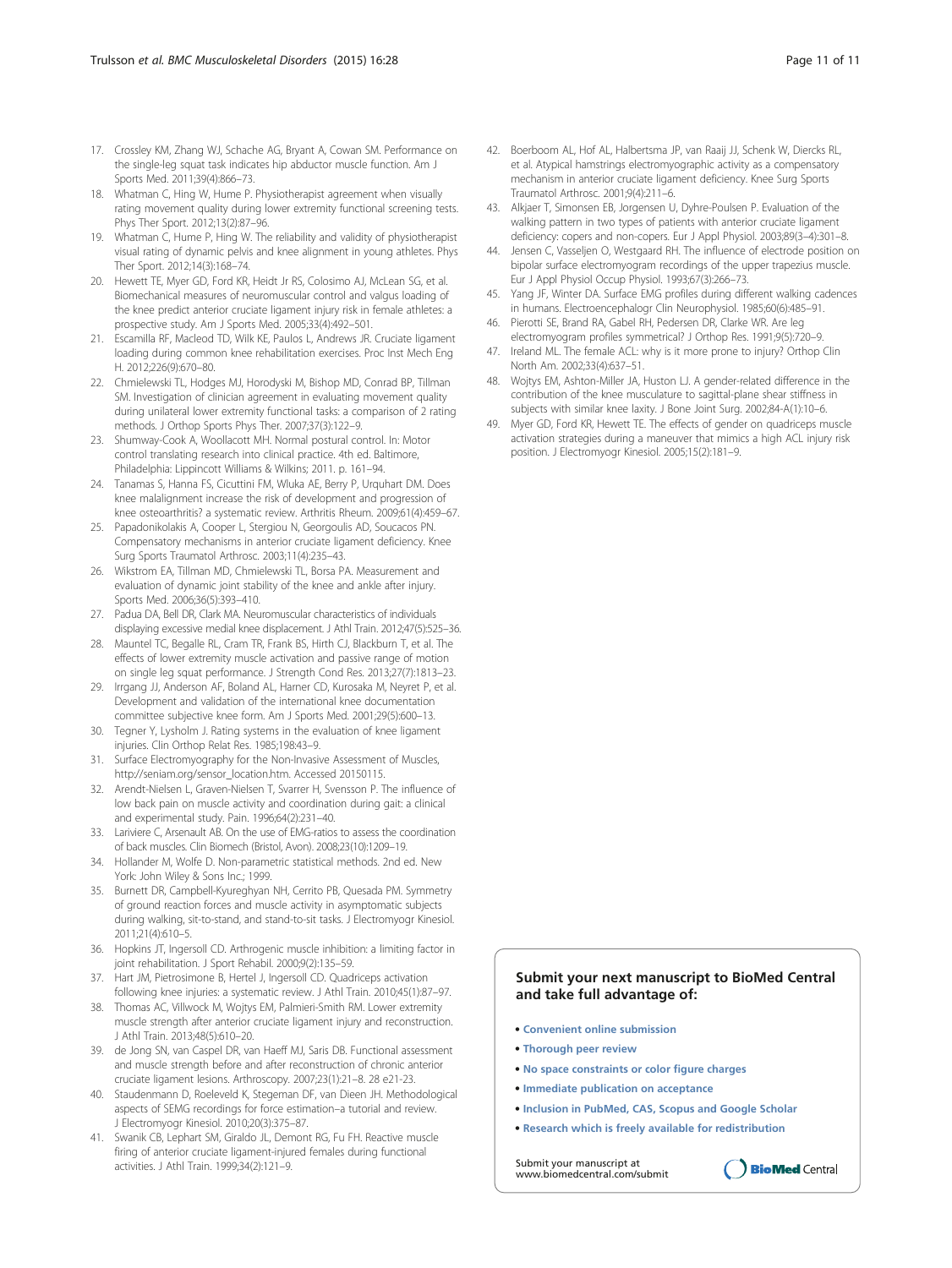17. Crossley KM, Zhang WJ, Schache AG, Bryant A, Cowan SM. Performance on the single-leg squat task indicates hip abductor muscle function. Am J Sports Med. 2011;39(4):866–73.
18. Whatman C, Hing W, Hume P. Physiotherapist agreement when visually rating movement quality during lower extremity functional screening tests. Phys Ther Sport. 2012;13(2):87–96.
19. Whatman C, Hume P, Hing W. The reliability and validity of physiotherapist visual rating of dynamic pelvis and knee alignment in young athletes. Phys Ther Sport. 2012;14(3):168–74.
20. Hewett TE, Myer GD, Ford KR, Heidt Jr RS, Colosimo AJ, McLean SG, et al. Biomechanical measures of neuromuscular control and valgus loading of the knee predict anterior cruciate ligament injury risk in female athletes: a prospective study. Am J Sports Med. 2005;33(4):492–501.
21. Escamilla RF, Macleod TD, Wilk KE, Paulos L, Andrews JR. Cruciate ligament loading during common knee rehabilitation exercises. Proc Inst Mech Eng H. 2012;226(9):670–80.
22. Chmielewski TL, Hodges MJ, Horodyski M, Bishop MD, Conrad BP, Tillman SM. Investigation of clinician agreement in evaluating movement quality during unilateral lower extremity functional tasks: a comparison of 2 rating methods. J Orthop Sports Phys Ther. 2007;37(3):122–9.
23. Shumway-Cook A, Woollacott MH. Normal postural control. In: Motor control translating research into clinical practice. 4th ed. Baltimore, Philadelphia: Lippincott Williams & Wilkins; 2011. p. 161–94.
24. Tanamas S, Hanna FS, Cicuttini FM, Wluka AE, Berry P, Urquhart DM. Does knee malalignment increase the risk of development and progression of knee osteoarthritis? a systematic review. Arthritis Rheum. 2009;61(4):459–67.
25. Papadonikolakis A, Cooper L, Stergiou N, Georgoulis AD, Soucacos PN. Compensatory mechanisms in anterior cruciate ligament deficiency. Knee Surg Sports Traumatol Arthrosc. 2003;11(4):235–43.
26. Wikstrom EA, Tillman MD, Chmielewski TL, Borsa PA. Measurement and evaluation of dynamic joint stability of the knee and ankle after injury. Sports Med. 2006;36(5):393–410.
27. Padua DA, Bell DR, Clark MA. Neuromuscular characteristics of individuals displaying excessive medial knee displacement. J Athl Train. 2012;47(5):525–36.
28. Mauntel TC, Begalle RL, Cram TR, Frank BS, Hirth CJ, Blackburn T, et al. The effects of lower extremity muscle activation and passive range of motion on single leg squat performance. J Strength Cond Res. 2013;27(7):1813–23.
29. Irrgang JJ, Anderson AF, Boland AL, Harner CD, Kurosaka M, Neyret P, et al. Development and validation of the international knee documentation committee subjective knee form. Am J Sports Med. 2001;29(5):600–13.
30. Tegner Y, Lysholm J. Rating systems in the evaluation of knee ligament injuries. Clin Orthop Relat Res. 1985;198:43–9.
31. Surface Electromyography for the Non-Invasive Assessment of Muscles, http://seniam.org/sensor_location.htm. Accessed 20150115.
32. Arendt-Nielsen L, Graven-Nielsen T, Svarrer H, Svensson P. The influence of low back pain on muscle activity and coordination during gait: a clinical and experimental study. Pain. 1996;64(2):231–40.
33. Lariviere C, Arsenault AB. On the use of EMG-ratios to assess the coordination of back muscles. Clin Biomech (Bristol, Avon). 2008;23(10):1209–19.
34. Hollander M, Wolfe D. Non-parametric statistical methods. 2nd ed. New York: John Wiley & Sons Inc.; 1999.
35. Burnett DR, Campbell-Kyureghyan NH, Cerrito PB, Quesada PM. Symmetry of ground reaction forces and muscle activity in asymptomatic subjects during walking, sit-to-stand, and stand-to-sit tasks. J Electromyogr Kinesiol. 2011;21(4):610–5.
36. Hopkins JT, Ingersoll CD. Arthrogenic muscle inhibition: a limiting factor in joint rehabilitation. J Sport Rehabil. 2000;9(2):135–59.
37. Hart JM, Pietrosimone B, Hertel J, Ingersoll CD. Quadriceps activation following knee injuries: a systematic review. J Athl Train. 2010;45(1):87–97.
38. Thomas AC, Villwock M, Wojtys EM, Palmieri-Smith RM. Lower extremity muscle strength after anterior cruciate ligament injury and reconstruction. J Athl Train. 2013;48(5):610–20.
39. de Jong SN, van Caspel DR, van Haeff MJ, Saris DB. Functional assessment and muscle strength before and after reconstruction of chronic anterior cruciate ligament lesions. Arthroscopy. 2007;23(1):21–8. 28 e21-23.
40. Staudenmann D, Roeleveld K, Stegeman DF, van Dieen JH. Methodological aspects of SEMG recordings for force estimation–a tutorial and review. J Electromyogr Kinesiol. 2010;20(3):375–87.
41. Swanik CB, Lephart SM, Giraldo JL, Demont RG, Fu FH. Reactive muscle firing of anterior cruciate ligament-injured females during functional activities. J Athl Train. 1999;34(2):121–9.
42. Boerboom AL, Hof AL, Halbertsma JP, van Raaij JJ, Schenk W, Diercks RL, et al. Atypical hamstrings electromyographic activity as a compensatory mechanism in anterior cruciate ligament deficiency. Knee Surg Sports Traumatol Arthrosc. 2001;9(4):211–6.
43. Alkjaer T, Simonsen EB, Jorgensen U, Dyhre-Poulsen P. Evaluation of the walking pattern in two types of patients with anterior cruciate ligament deficiency: copers and non-copers. Eur J Appl Physiol. 2003;89(3–4):301–8.
44. Jensen C, Vasseljen O, Westgaard RH. The influence of electrode position on bipolar surface electromyogram recordings of the upper trapezius muscle. Eur J Appl Physiol Occup Physiol. 1993;67(3):266–73.
45. Yang JF, Winter DA. Surface EMG profiles during different walking cadences in humans. Electroencephalogr Clin Neurophysiol. 1985;60(6):485–91.
46. Pierotti SE, Brand RA, Gabel RH, Pedersen DR, Clarke WR. Are leg electromyogram profiles symmetrical? J Orthop Res. 1991;9(5):720–9.
47. Ireland ML. The female ACL: why is it more prone to injury? Orthop Clin North Am. 2002;33(4):637–51.
48. Wojtys EM, Ashton-Miller JA, Huston LJ. A gender-related difference in the contribution of the knee musculature to sagittal-plane shear stiffness in subjects with similar knee laxity. J Bone Joint Surg. 2002;84-A(1):10–6.
49. Myer GD, Ford KR, Hewett TE. The effects of gender on quadriceps muscle activation strategies during a maneuver that mimics a high ACL injury risk position. J Electromyogr Kinesiol. 2005;15(2):181–9.

**Submit your next manuscript to BioMed Central and take full advantage of:**

- **Convenient online submission**
- **Thorough peer review**
- **No space constraints or color figure charges**
- **Immediate publication on acceptance**
- **Inclusion in PubMed, CAS, Scopus and Google Scholar**
- **Research which is freely available for redistribution**

Submit your manuscript at www.biomedcentral.com/submit

BioMed Central